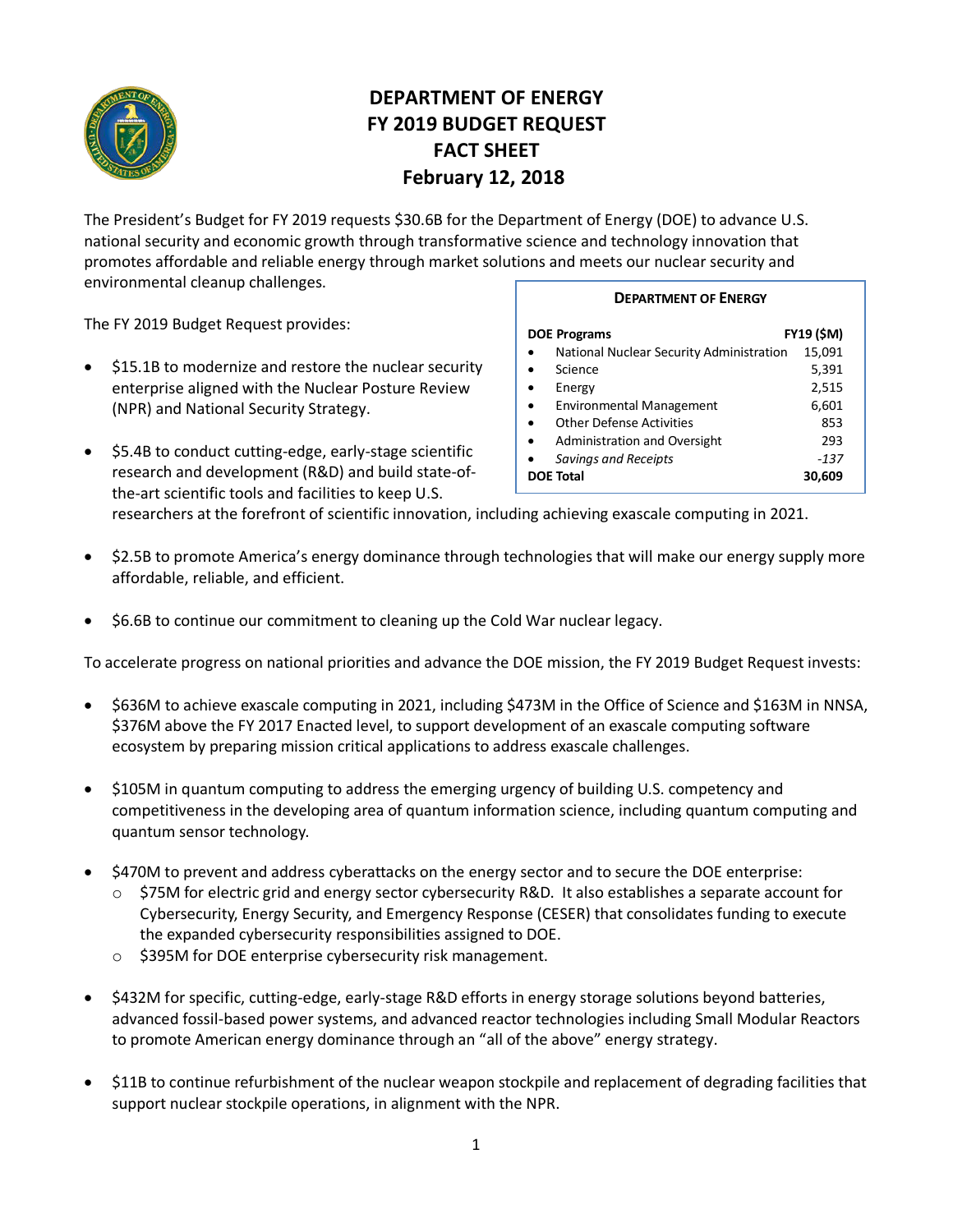# DEPARTMENT OF ENERGY
# FY 2019 BUDGET REQUEST
# FACT SHEET
# February 12, 2018

The President's Budget for FY 2019 requests $30.6B for the Department of Energy (DOE) to advance U.S. national security and economic growth through transformative science and technology innovation that promotes affordable and reliable energy through market solutions and meets our nuclear security and environmental cleanup challenges.

**DEPARTMENT OF ENERGY**

| DOE Programs | FY19 ($M) |
|---|---|
| • National Nuclear Security Administration | 15,091 |
| • Science | 5,391 |
| • Energy | 2,515 |
| • Environmental Management | 6,601 |
| • Other Defense Activities | 853 |
| • Administration and Oversight | 293 |
| • *Savings and Receipts* | *-137* |
| **DOE Total** | **30,609** |

The FY 2019 Budget Request provides:

- $15.1B to modernize and restore the nuclear security enterprise aligned with the Nuclear Posture Review (NPR) and National Security Strategy.
- $5.4B to conduct cutting-edge, early-stage scientific research and development (R&D) and build state-of-the-art scientific tools and facilities to keep U.S. researchers at the forefront of scientific innovation, including achieving exascale computing in 2021.
- $2.5B to promote America's energy dominance through technologies that will make our energy supply more affordable, reliable, and efficient.
- $6.6B to continue our commitment to cleaning up the Cold War nuclear legacy.

To accelerate progress on national priorities and advance the DOE mission, the FY 2019 Budget Request invests:

- $636M to achieve exascale computing in 2021, including $473M in the Office of Science and $163M in NNSA, $376M above the FY 2017 Enacted level, to support development of an exascale computing software ecosystem by preparing mission critical applications to address exascale challenges.
- $105M in quantum computing to address the emerging urgency of building U.S. competency and competitiveness in the developing area of quantum information science, including quantum computing and quantum sensor technology.
- $470M to prevent and address cyberattacks on the energy sector and to secure the DOE enterprise:
  - $75M for electric grid and energy sector cybersecurity R&D. It also establishes a separate account for Cybersecurity, Energy Security, and Emergency Response (CESER) that consolidates funding to execute the expanded cybersecurity responsibilities assigned to DOE.
  - $395M for DOE enterprise cybersecurity risk management.
- $432M for specific, cutting-edge, early-stage R&D efforts in energy storage solutions beyond batteries, advanced fossil-based power systems, and advanced reactor technologies including Small Modular Reactors to promote American energy dominance through an "all of the above" energy strategy.
- $11B to continue refurbishment of the nuclear weapon stockpile and replacement of degrading facilities that support nuclear stockpile operations, in alignment with the NPR.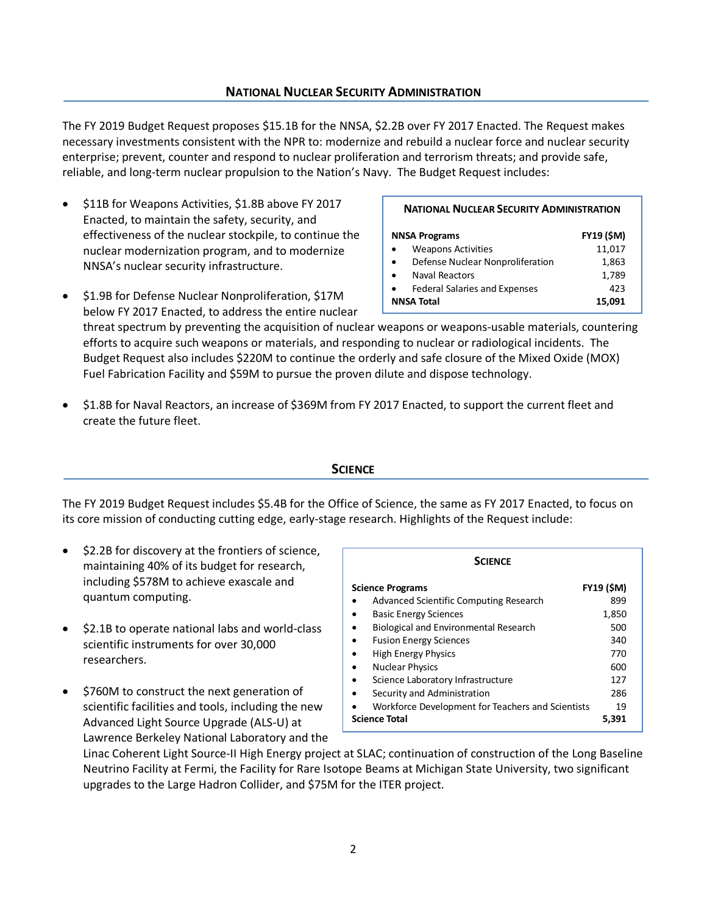## NATIONAL NUCLEAR SECURITY ADMINISTRATION

The FY 2019 Budget Request proposes $15.1B for the NNSA, $2.2B over FY 2017 Enacted. The Request makes necessary investments consistent with the NPR to: modernize and rebuild a nuclear force and nuclear security enterprise; prevent, counter and respond to nuclear proliferation and terrorism threats; and provide safe, reliable, and long-term nuclear propulsion to the Nation's Navy. The Budget Request includes:

- $11B for Weapons Activities, $1.8B above FY 2017 Enacted, to maintain the safety, security, and effectiveness of the nuclear stockpile, to continue the nuclear modernization program, and to modernize NNSA's nuclear security infrastructure.
- $1.9B for Defense Nuclear Nonproliferation, $17M below FY 2017 Enacted, to address the entire nuclear threat spectrum by preventing the acquisition of nuclear weapons or weapons-usable materials, countering efforts to acquire such weapons or materials, and responding to nuclear or radiological incidents. The Budget Request also includes $220M to continue the orderly and safe closure of the Mixed Oxide (MOX) Fuel Fabrication Facility and $59M to pursue the proven dilute and dispose technology.
- $1.8B for Naval Reactors, an increase of $369M from FY 2017 Enacted, to support the current fleet and create the future fleet.

**NATIONAL NUCLEAR SECURITY ADMINISTRATION**

| NNSA Programs | FY19 ($M) |
|---|---|
| • Weapons Activities | 11,017 |
| • Defense Nuclear Nonproliferation | 1,863 |
| • Naval Reactors | 1,789 |
| • Federal Salaries and Expenses | 423 |
| **NNSA Total** | **15,091** |

## SCIENCE

The FY 2019 Budget Request includes $5.4B for the Office of Science, the same as FY 2017 Enacted, to focus on its core mission of conducting cutting edge, early-stage research. Highlights of the Request include:

- $2.2B for discovery at the frontiers of science, maintaining 40% of its budget for research, including $578M to achieve exascale and quantum computing.
- $2.1B to operate national labs and world-class scientific instruments for over 30,000 researchers.
- $760M to construct the next generation of scientific facilities and tools, including the new Advanced Light Source Upgrade (ALS-U) at Lawrence Berkeley National Laboratory and the Linac Coherent Light Source-II High Energy project at SLAC; continuation of construction of the Long Baseline Neutrino Facility at Fermi, the Facility for Rare Isotope Beams at Michigan State University, two significant upgrades to the Large Hadron Collider, and $75M for the ITER project.

**SCIENCE**

| Science Programs | FY19 ($M) |
|---|---|
| • Advanced Scientific Computing Research | 899 |
| • Basic Energy Sciences | 1,850 |
| • Biological and Environmental Research | 500 |
| • Fusion Energy Sciences | 340 |
| • High Energy Physics | 770 |
| • Nuclear Physics | 600 |
| • Science Laboratory Infrastructure | 127 |
| • Security and Administration | 286 |
| • Workforce Development for Teachers and Scientists | 19 |
| **Science Total** | **5,391** |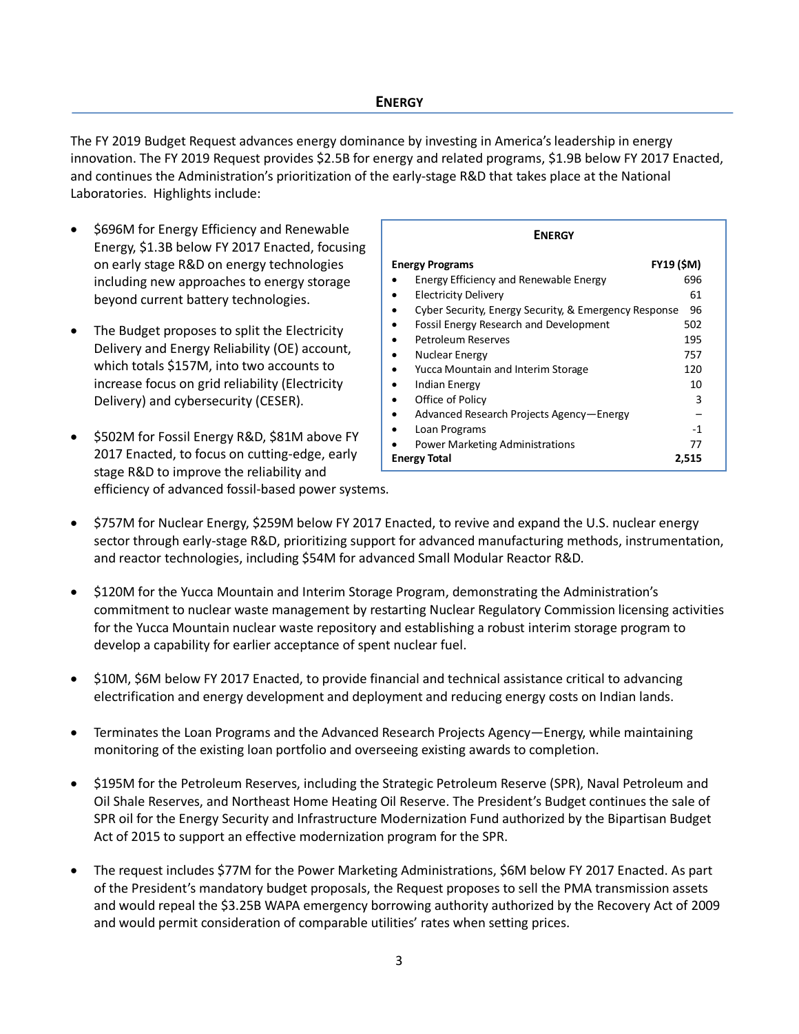## ENERGY

The FY 2019 Budget Request advances energy dominance by investing in America's leadership in energy innovation. The FY 2019 Request provides $2.5B for energy and related programs, $1.9B below FY 2017 Enacted, and continues the Administration's prioritization of the early-stage R&D that takes place at the National Laboratories. Highlights include:

- $696M for Energy Efficiency and Renewable Energy, $1.3B below FY 2017 Enacted, focusing on early stage R&D on energy technologies including new approaches to energy storage beyond current battery technologies.
- The Budget proposes to split the Electricity Delivery and Energy Reliability (OE) account, which totals $157M, into two accounts to increase focus on grid reliability (Electricity Delivery) and cybersecurity (CESER).
- $502M for Fossil Energy R&D, $81M above FY 2017 Enacted, to focus on cutting-edge, early stage R&D to improve the reliability and efficiency of advanced fossil-based power systems.

**ENERGY**

| Energy Programs | FY19 ($M) |
|---|---|
| • Energy Efficiency and Renewable Energy | 696 |
| • Electricity Delivery | 61 |
| • Cyber Security, Energy Security, & Emergency Response | 96 |
| • Fossil Energy Research and Development | 502 |
| • Petroleum Reserves | 195 |
| • Nuclear Energy | 757 |
| • Yucca Mountain and Interim Storage | 120 |
| • Indian Energy | 10 |
| • Office of Policy | 3 |
| • Advanced Research Projects Agency—Energy | – |
| • Loan Programs | -1 |
| • Power Marketing Administrations | 77 |
| **Energy Total** | **2,515** |

- $757M for Nuclear Energy, $259M below FY 2017 Enacted, to revive and expand the U.S. nuclear energy sector through early-stage R&D, prioritizing support for advanced manufacturing methods, instrumentation, and reactor technologies, including $54M for advanced Small Modular Reactor R&D.
- $120M for the Yucca Mountain and Interim Storage Program, demonstrating the Administration's commitment to nuclear waste management by restarting Nuclear Regulatory Commission licensing activities for the Yucca Mountain nuclear waste repository and establishing a robust interim storage program to develop a capability for earlier acceptance of spent nuclear fuel.
- $10M, $6M below FY 2017 Enacted, to provide financial and technical assistance critical to advancing electrification and energy development and deployment and reducing energy costs on Indian lands.
- Terminates the Loan Programs and the Advanced Research Projects Agency—Energy, while maintaining monitoring of the existing loan portfolio and overseeing existing awards to completion.
- $195M for the Petroleum Reserves, including the Strategic Petroleum Reserve (SPR), Naval Petroleum and Oil Shale Reserves, and Northeast Home Heating Oil Reserve. The President's Budget continues the sale of SPR oil for the Energy Security and Infrastructure Modernization Fund authorized by the Bipartisan Budget Act of 2015 to support an effective modernization program for the SPR.
- The request includes $77M for the Power Marketing Administrations, $6M below FY 2017 Enacted. As part of the President's mandatory budget proposals, the Request proposes to sell the PMA transmission assets and would repeal the $3.25B WAPA emergency borrowing authority authorized by the Recovery Act of 2009 and would permit consideration of comparable utilities' rates when setting prices.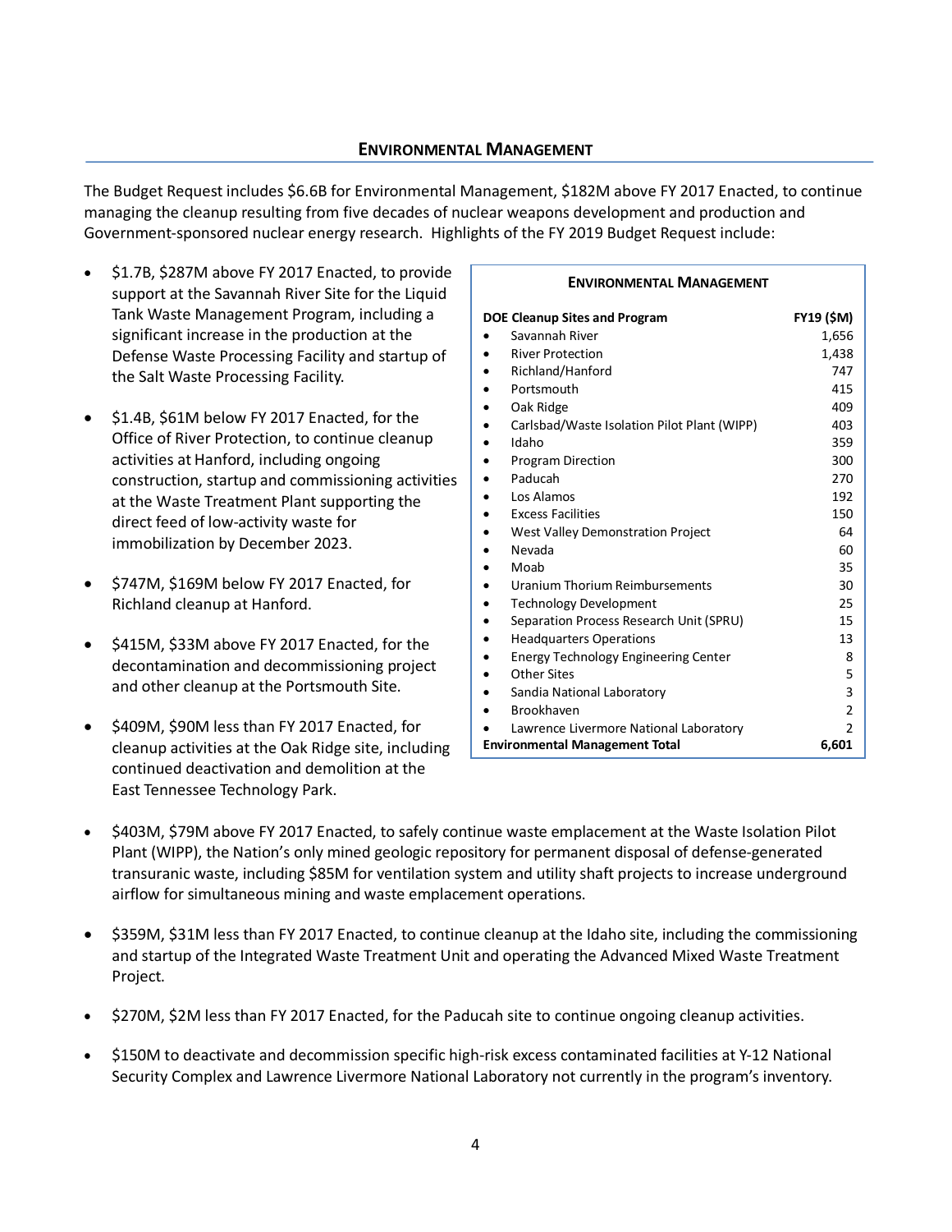## ENVIRONMENTAL MANAGEMENT

The Budget Request includes $6.6B for Environmental Management, $182M above FY 2017 Enacted, to continue managing the cleanup resulting from five decades of nuclear weapons development and production and Government-sponsored nuclear energy research. Highlights of the FY 2019 Budget Request include:

- $1.7B, $287M above FY 2017 Enacted, to provide support at the Savannah River Site for the Liquid Tank Waste Management Program, including a significant increase in the production at the Defense Waste Processing Facility and startup of the Salt Waste Processing Facility.

- $1.4B, $61M below FY 2017 Enacted, for the Office of River Protection, to continue cleanup activities at Hanford, including ongoing construction, startup and commissioning activities at the Waste Treatment Plant supporting the direct feed of low-activity waste for immobilization by December 2023.

- $747M, $169M below FY 2017 Enacted, for Richland cleanup at Hanford.

- $415M, $33M above FY 2017 Enacted, for the decontamination and decommissioning project and other cleanup at the Portsmouth Site.

- $409M, $90M less than FY 2017 Enacted, for cleanup activities at the Oak Ridge site, including continued deactivation and demolition at the East Tennessee Technology Park.

**ENVIRONMENTAL MANAGEMENT**

| DOE Cleanup Sites and Program | FY19 ($M) |
|---|---|
| • Savannah River | 1,656 |
| • River Protection | 1,438 |
| • Richland/Hanford | 747 |
| • Portsmouth | 415 |
| • Oak Ridge | 409 |
| • Carlsbad/Waste Isolation Pilot Plant (WIPP) | 403 |
| • Idaho | 359 |
| • Program Direction | 300 |
| • Paducah | 270 |
| • Los Alamos | 192 |
| • Excess Facilities | 150 |
| • West Valley Demonstration Project | 64 |
| • Nevada | 60 |
| • Moab | 35 |
| • Uranium Thorium Reimbursements | 30 |
| • Technology Development | 25 |
| • Separation Process Research Unit (SPRU) | 15 |
| • Headquarters Operations | 13 |
| • Energy Technology Engineering Center | 8 |
| • Other Sites | 5 |
| • Sandia National Laboratory | 3 |
| • Brookhaven | 2 |
| • Lawrence Livermore National Laboratory | 2 |
| **Environmental Management Total** | **6,601** |

- $403M, $79M above FY 2017 Enacted, to safely continue waste emplacement at the Waste Isolation Pilot Plant (WIPP), the Nation's only mined geologic repository for permanent disposal of defense-generated transuranic waste, including $85M for ventilation system and utility shaft projects to increase underground airflow for simultaneous mining and waste emplacement operations.

- $359M, $31M less than FY 2017 Enacted, to continue cleanup at the Idaho site, including the commissioning and startup of the Integrated Waste Treatment Unit and operating the Advanced Mixed Waste Treatment Project.

- $270M, $2M less than FY 2017 Enacted, for the Paducah site to continue ongoing cleanup activities.

- $150M to deactivate and decommission specific high-risk excess contaminated facilities at Y-12 National Security Complex and Lawrence Livermore National Laboratory not currently in the program's inventory.